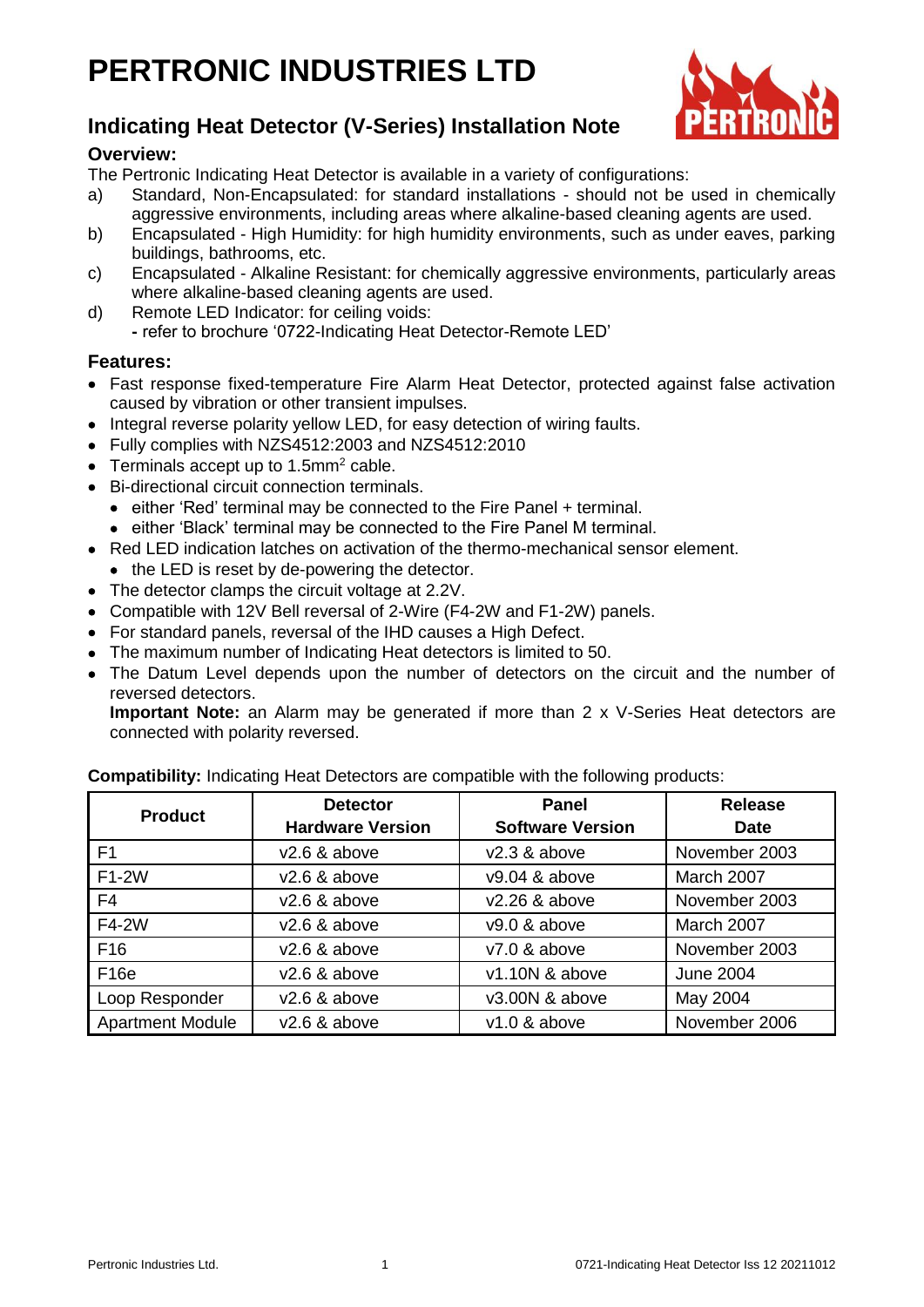# PERTRONIC INDUSTRIES LTD

## Indicating Heat Detector (V-Series) Installation Note

### Overview:

The Pertronic Indicating Heat Detector is available in a variety of configurations:

a) Standard, Non-Encapsulated: for standard installations - should not be used in chemically aggressive environments, including areas where alkaline-based cleaning agents are used.

b) Encapsulated - High Humidity: for high humidity environments, such as under eaves, parking buildings, bathrooms, etc.

c) Encapsulated - Alkaline Resistant: for chemically aggressive environments, particularly areas where alkaline-based cleaning agents are used.

d) Remote LED Indicator: for ceiling voids:
   - refer to brochure '0722-Indicating Heat Detector-Remote LED'

### Features:

- Fast response fixed-temperature Fire Alarm Heat Detector, protected against false activation caused by vibration or other transient impulses.
- Integral reverse polarity yellow LED, for easy detection of wiring faults.
- Fully complies with NZS4512:2003 and NZS4512:2010
- Terminals accept up to 1.5mm$^2$ cable.
- Bi-directional circuit connection terminals.
  - either 'Red' terminal may be connected to the Fire Panel + terminal.
  - either 'Black' terminal may be connected to the Fire Panel M terminal.
- Red LED indication latches on activation of the thermo-mechanical sensor element.
  - the LED is reset by de-powering the detector.
- The detector clamps the circuit voltage at 2.2V.
- Compatible with 12V Bell reversal of 2-Wire (F4-2W and F1-2W) panels.
- For standard panels, reversal of the IHD causes a High Defect.
- The maximum number of Indicating Heat detectors is limited to 50.
- The Datum Level depends upon the number of detectors on the circuit and the number of reversed detectors.

  **Important Note:** an Alarm may be generated if more than 2 x V-Series Heat detectors are connected with polarity reversed.

**Compatibility:** Indicating Heat Detectors are compatible with the following products:

| Product | Detector Hardware Version | Panel Software Version | Release Date |
|---|---|---|---|
| F1 | v2.6 & above | v2.3 & above | November 2003 |
| F1-2W | v2.6 & above | v9.04 & above | March 2007 |
| F4 | v2.6 & above | v2.26 & above | November 2003 |
| F4-2W | v2.6 & above | v9.0 & above | March 2007 |
| F16 | v2.6 & above | v7.0 & above | November 2003 |
| F16e | v2.6 & above | v1.10N & above | June 2004 |
| Loop Responder | v2.6 & above | v3.00N & above | May 2004 |
| Apartment Module | v2.6 & above | v1.0 & above | November 2006 |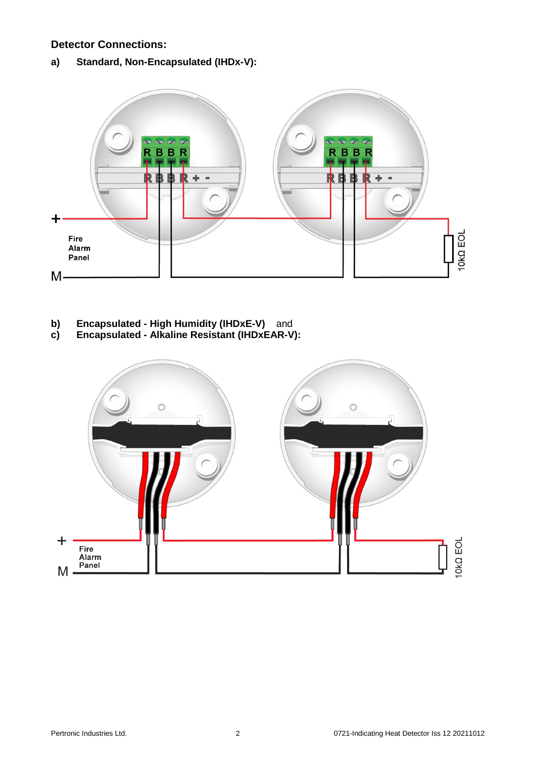## Detector Connections:

**a) Standard, Non-Encapsulated (IHDx-V):**

R B B R

R B B R + -

R B B R

R B B R + -

+

Fire
Alarm
Panel

M

10kΩ EOL

**b) Encapsulated - High Humidity (IHDxE-V)** and
**c) Encapsulated - Alkaline Resistant (IHDxEAR-V):**

+

Fire
Alarm
Panel

M

10kΩ EOL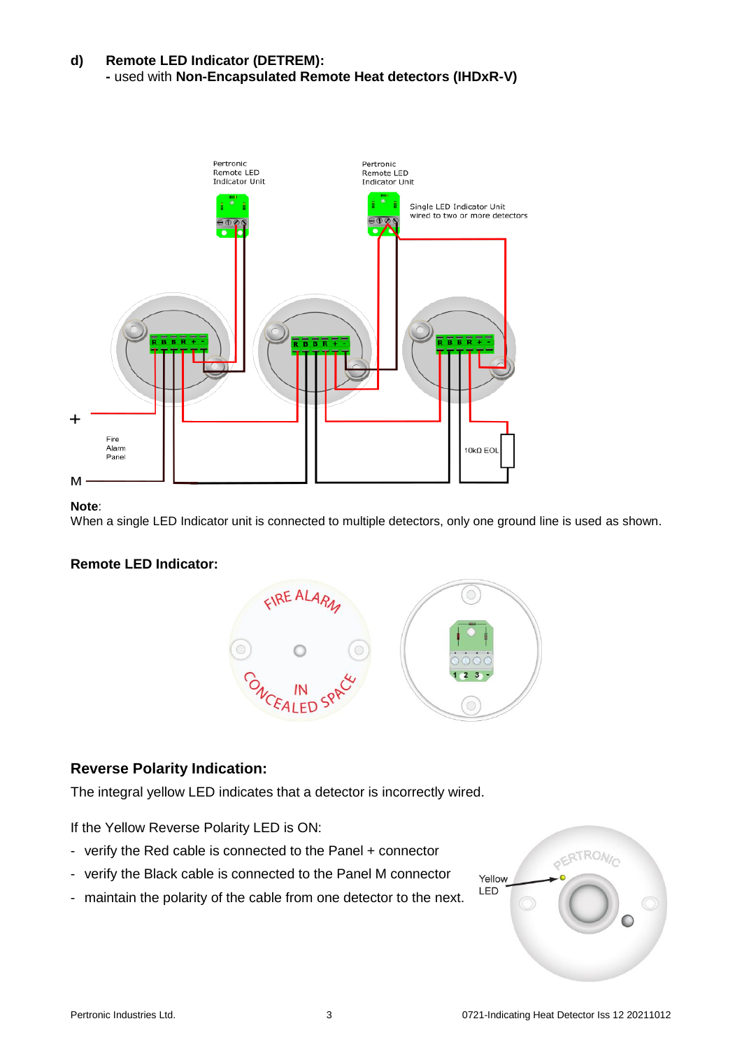**d) Remote LED Indicator (DETREM):**

**-** used with **Non-Encapsulated Remote Heat detectors (IHDxR-V)**

**Note**:

When a single LED Indicator unit is connected to multiple detectors, only one ground line is used as shown.

**Remote LED Indicator:**

## Reverse Polarity Indication:

The integral yellow LED indicates that a detector is incorrectly wired.

If the Yellow Reverse Polarity LED is ON:

- verify the Red cable is connected to the Panel + connector
- verify the Black cable is connected to the Panel M connector
- maintain the polarity of the cable from one detector to the next.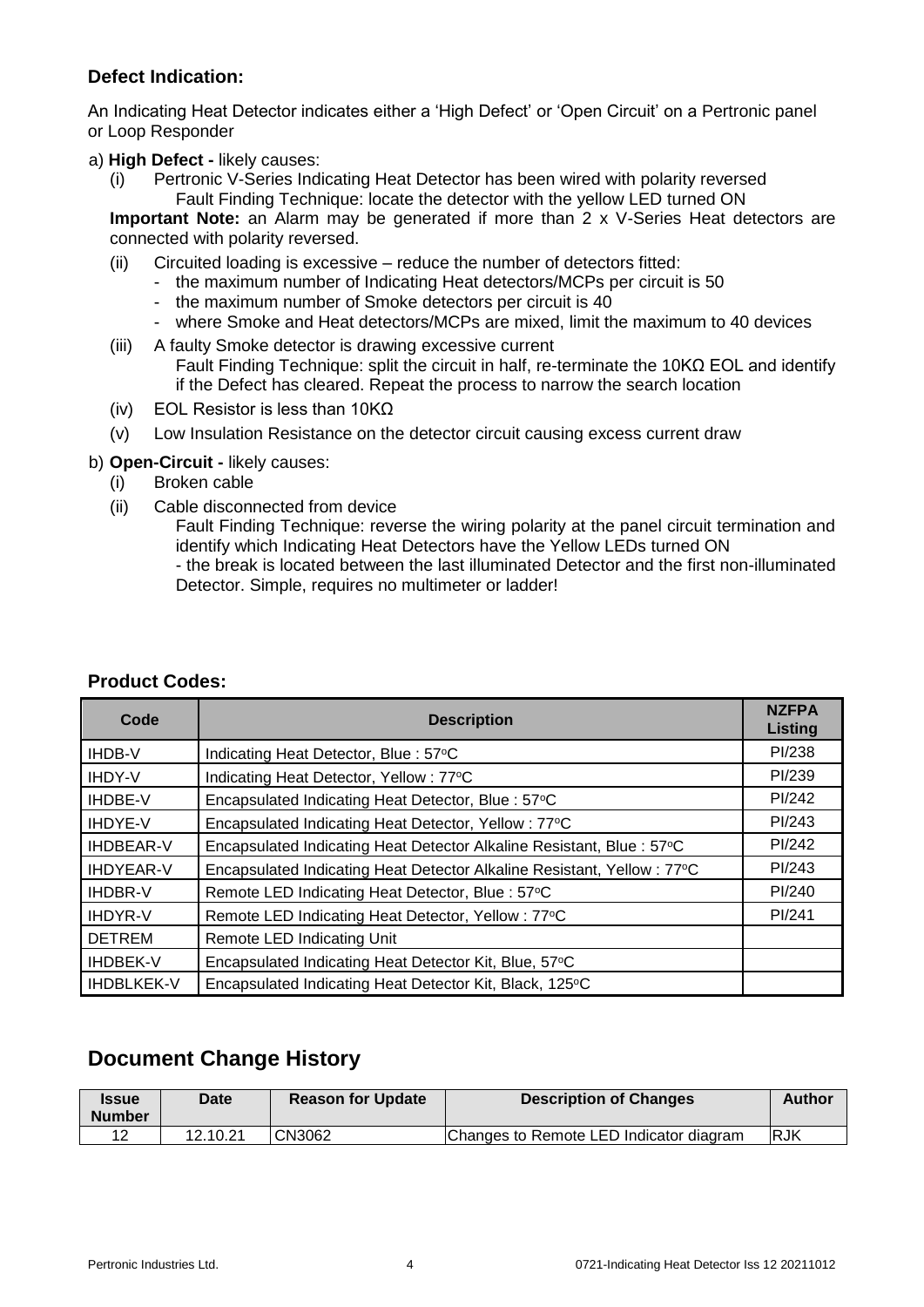### Defect Indication:

An Indicating Heat Detector indicates either a 'High Defect' or 'Open Circuit' on a Pertronic panel or Loop Responder

a) **High Defect -** likely causes:

(i) Pertronic V-Series Indicating Heat Detector has been wired with polarity reversed
Fault Finding Technique: locate the detector with the yellow LED turned ON

**Important Note:** an Alarm may be generated if more than 2 x V-Series Heat detectors are connected with polarity reversed.

(ii) Circuited loading is excessive – reduce the number of detectors fitted:
- the maximum number of Indicating Heat detectors/MCPs per circuit is 50
- the maximum number of Smoke detectors per circuit is 40
- where Smoke and Heat detectors/MCPs are mixed, limit the maximum to 40 devices

(iii) A faulty Smoke detector is drawing excessive current
Fault Finding Technique: split the circuit in half, re-terminate the 10KΩ EOL and identify if the Defect has cleared. Repeat the process to narrow the search location

(iv) EOL Resistor is less than 10KΩ

(v) Low Insulation Resistance on the detector circuit causing excess current draw

b) **Open-Circuit -** likely causes:

(i) Broken cable

(ii) Cable disconnected from device
Fault Finding Technique: reverse the wiring polarity at the panel circuit termination and identify which Indicating Heat Detectors have the Yellow LEDs turned ON
- the break is located between the last illuminated Detector and the first non-illuminated Detector. Simple, requires no multimeter or ladder!

### Product Codes:

| Code | Description | NZFPA Listing |
|---|---|---|
| IHDB-V | Indicating Heat Detector, Blue : 57°C | PI/238 |
| IHDY-V | Indicating Heat Detector, Yellow : 77°C | PI/239 |
| IHDBE-V | Encapsulated Indicating Heat Detector, Blue : 57°C | PI/242 |
| IHDYE-V | Encapsulated Indicating Heat Detector, Yellow : 77°C | PI/243 |
| IHDBEAR-V | Encapsulated Indicating Heat Detector Alkaline Resistant, Blue : 57°C | PI/242 |
| IHDYEAR-V | Encapsulated Indicating Heat Detector Alkaline Resistant, Yellow : 77°C | PI/243 |
| IHDBR-V | Remote LED Indicating Heat Detector, Blue : 57°C | PI/240 |
| IHDYR-V | Remote LED Indicating Heat Detector, Yellow : 77°C | PI/241 |
| DETREM | Remote LED Indicating Unit | |
| IHDBEK-V | Encapsulated Indicating Heat Detector Kit, Blue, 57°C | |
| IHDBLKEK-V | Encapsulated Indicating Heat Detector Kit, Black, 125°C | |

## Document Change History

| Issue Number | Date | Reason for Update | Description of Changes | Author |
|---|---|---|---|---|
| 12 | 12.10.21 | CN3062 | Changes to Remote LED Indicator diagram | RJK |